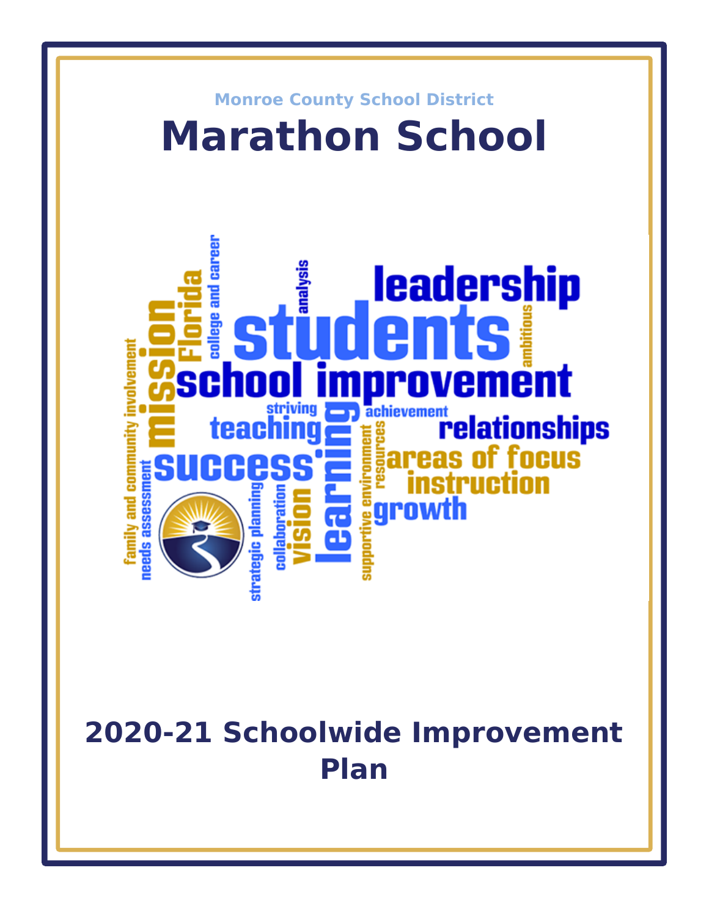Monroe County School District

# Marathon School

## 2020-21 Schoolwide Improvement Plan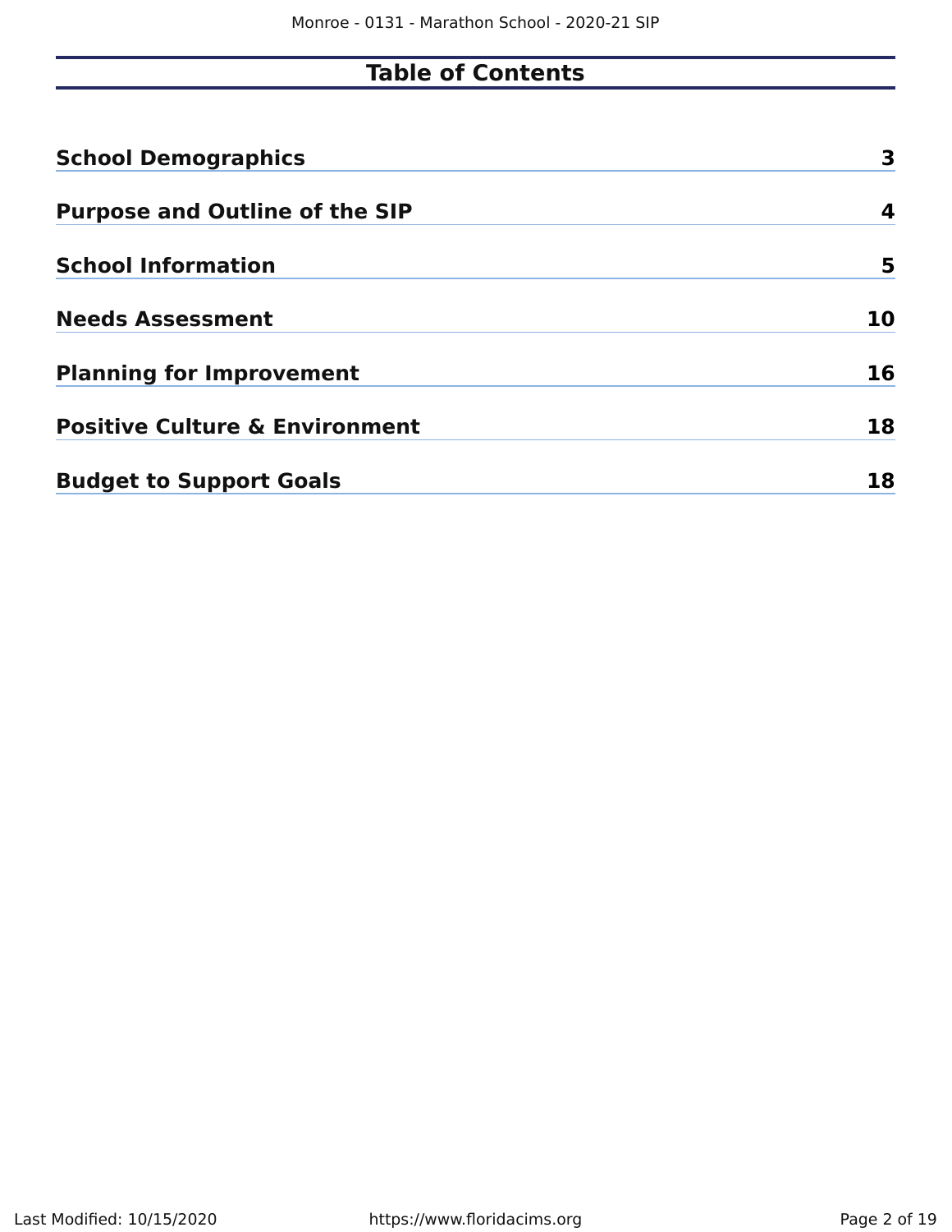# Table of Contents

| | |
|---|---|
| **School Demographics** | **3** |
| **Purpose and Outline of the SIP** | **4** |
| **School Information** | **5** |
| **Needs Assessment** | **10** |
| **Planning for Improvement** | **16** |
| **Positive Culture & Environment** | **18** |
| **Budget to Support Goals** | **18** |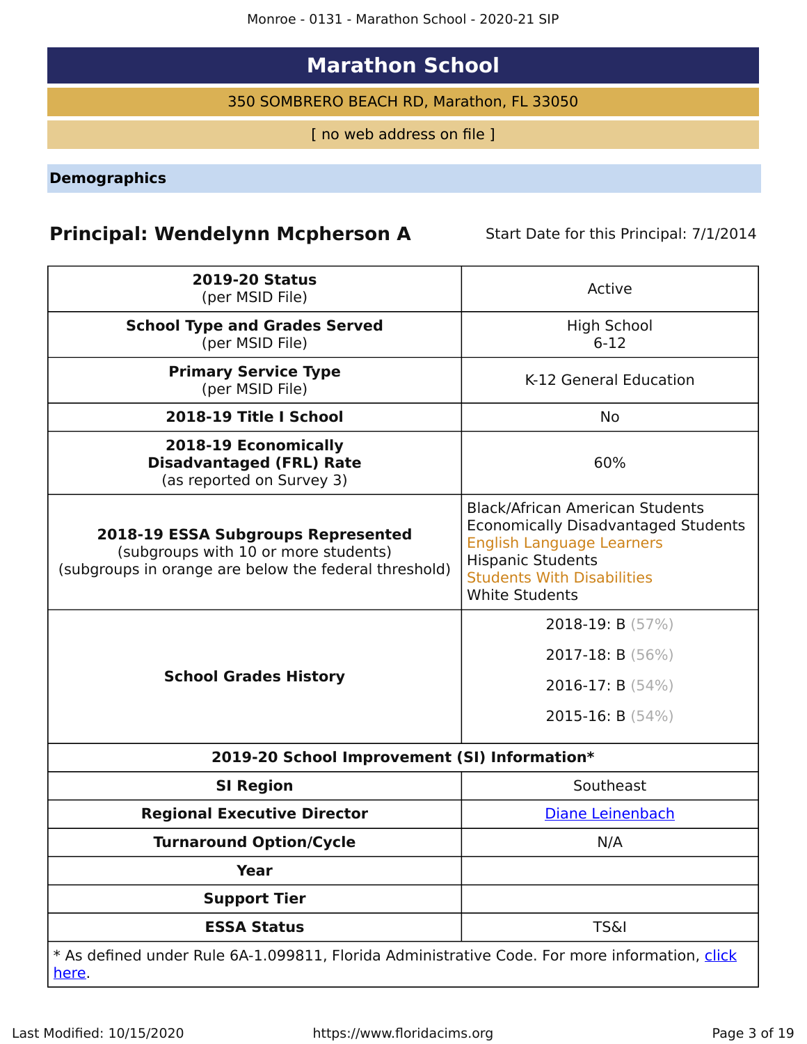# Marathon School

350 SOMBRERO BEACH RD, Marathon, FL 33050

[ no web address on file ]

## Demographics

**Principal: Wendelynn Mcpherson A** Start Date for this Principal: 7/1/2014

| | |
|---|---|
| **2019-20 Status** (per MSID File) | Active |
| **School Type and Grades Served** (per MSID File) | High School 6-12 |
| **Primary Service Type** (per MSID File) | K-12 General Education |
| **2018-19 Title I School** | No |
| **2018-19 Economically Disadvantaged (FRL) Rate** (as reported on Survey 3) | 60% |
| **2018-19 ESSA Subgroups Represented** (subgroups with 10 or more students) (subgroups in orange are below the federal threshold) | Black/African American Students<br>Economically Disadvantaged Students<br>English Language Learners<br>Hispanic Students<br>Students With Disabilities<br>White Students |
| **School Grades History** | 2018-19: B (57%)<br>2017-18: B (56%)<br>2016-17: B (54%)<br>2015-16: B (54%) |
| **2019-20 School Improvement (SI) Information*** | |
| **SI Region** | Southeast |
| **Regional Executive Director** | Diane Leinenbach |
| **Turnaround Option/Cycle** | N/A |
| **Year** | |
| **Support Tier** | |
| **ESSA Status** | TS&I |

* As defined under Rule 6A-1.099811, Florida Administrative Code. For more information, click here.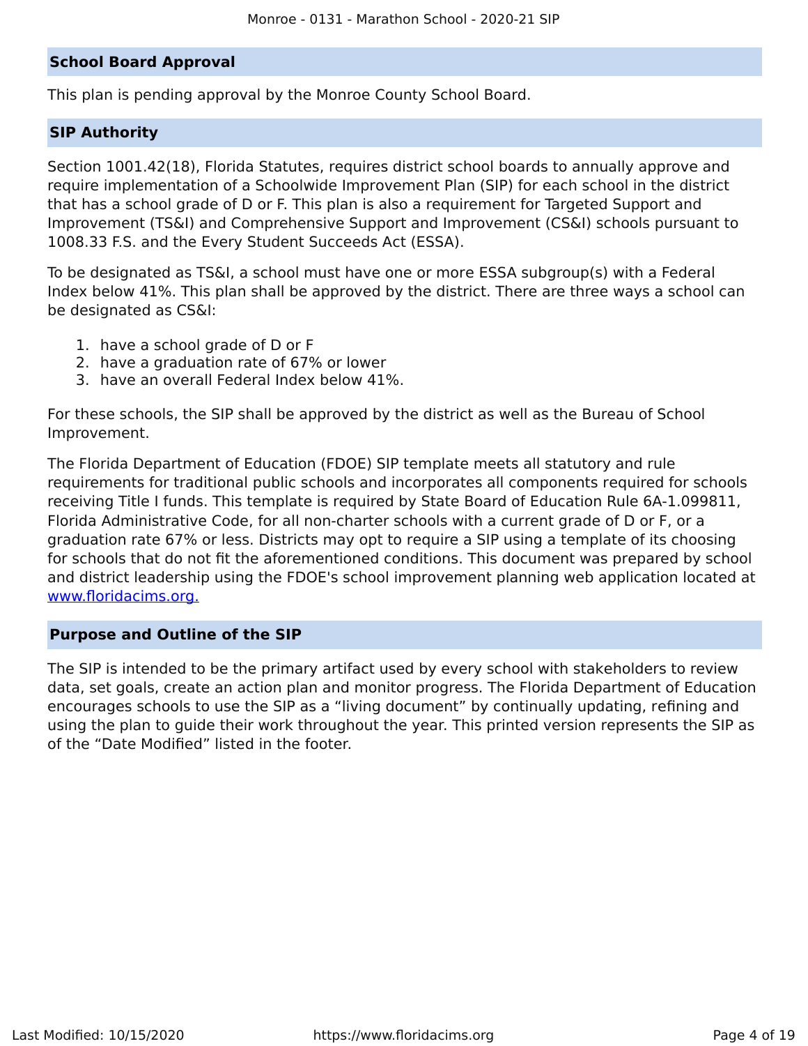## School Board Approval

This plan is pending approval by the Monroe County School Board.

## SIP Authority

Section 1001.42(18), Florida Statutes, requires district school boards to annually approve and require implementation of a Schoolwide Improvement Plan (SIP) for each school in the district that has a school grade of D or F. This plan is also a requirement for Targeted Support and Improvement (TS&I) and Comprehensive Support and Improvement (CS&I) schools pursuant to 1008.33 F.S. and the Every Student Succeeds Act (ESSA).

To be designated as TS&I, a school must have one or more ESSA subgroup(s) with a Federal Index below 41%. This plan shall be approved by the district. There are three ways a school can be designated as CS&I:

1. have a school grade of D or F
2. have a graduation rate of 67% or lower
3. have an overall Federal Index below 41%.

For these schools, the SIP shall be approved by the district as well as the Bureau of School Improvement.

The Florida Department of Education (FDOE) SIP template meets all statutory and rule requirements for traditional public schools and incorporates all components required for schools receiving Title I funds. This template is required by State Board of Education Rule 6A-1.099811, Florida Administrative Code, for all non-charter schools with a current grade of D or F, or a graduation rate 67% or less. Districts may opt to require a SIP using a template of its choosing for schools that do not fit the aforementioned conditions. This document was prepared by school and district leadership using the FDOE's school improvement planning web application located at [www.floridacims.org.](https://www.floridacims.org)

## Purpose and Outline of the SIP

The SIP is intended to be the primary artifact used by every school with stakeholders to review data, set goals, create an action plan and monitor progress. The Florida Department of Education encourages schools to use the SIP as a “living document” by continually updating, refining and using the plan to guide their work throughout the year. This printed version represents the SIP as of the “Date Modified” listed in the footer.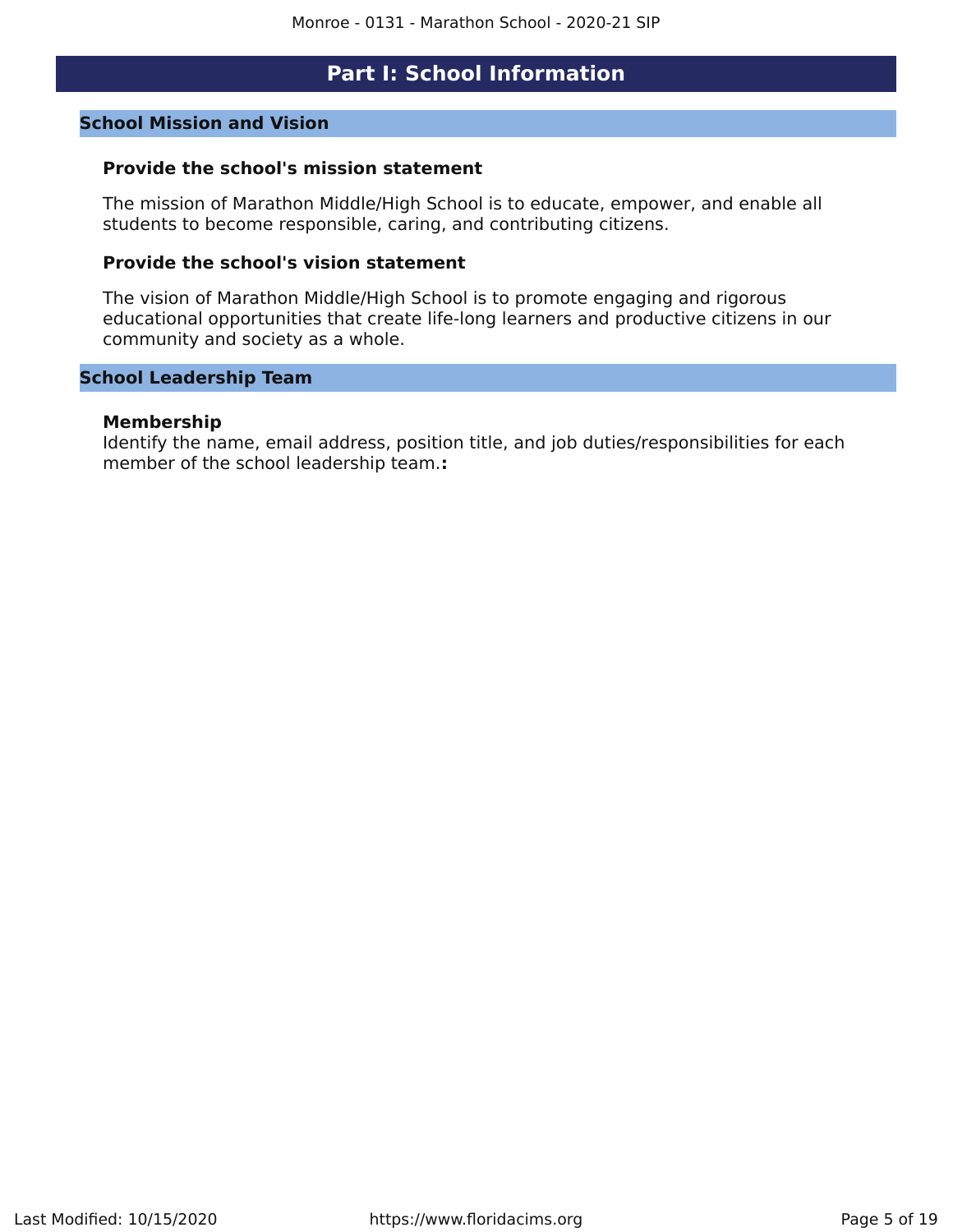# Part I: School Information

## School Mission and Vision

### Provide the school's mission statement

The mission of Marathon Middle/High School is to educate, empower, and enable all students to become responsible, caring, and contributing citizens.

### Provide the school's vision statement

The vision of Marathon Middle/High School is to promote engaging and rigorous educational opportunities that create life-long learners and productive citizens in our community and society as a whole.

## School Leadership Team

### Membership

Identify the name, email address, position title, and job duties/responsibilities for each member of the school leadership team.**:**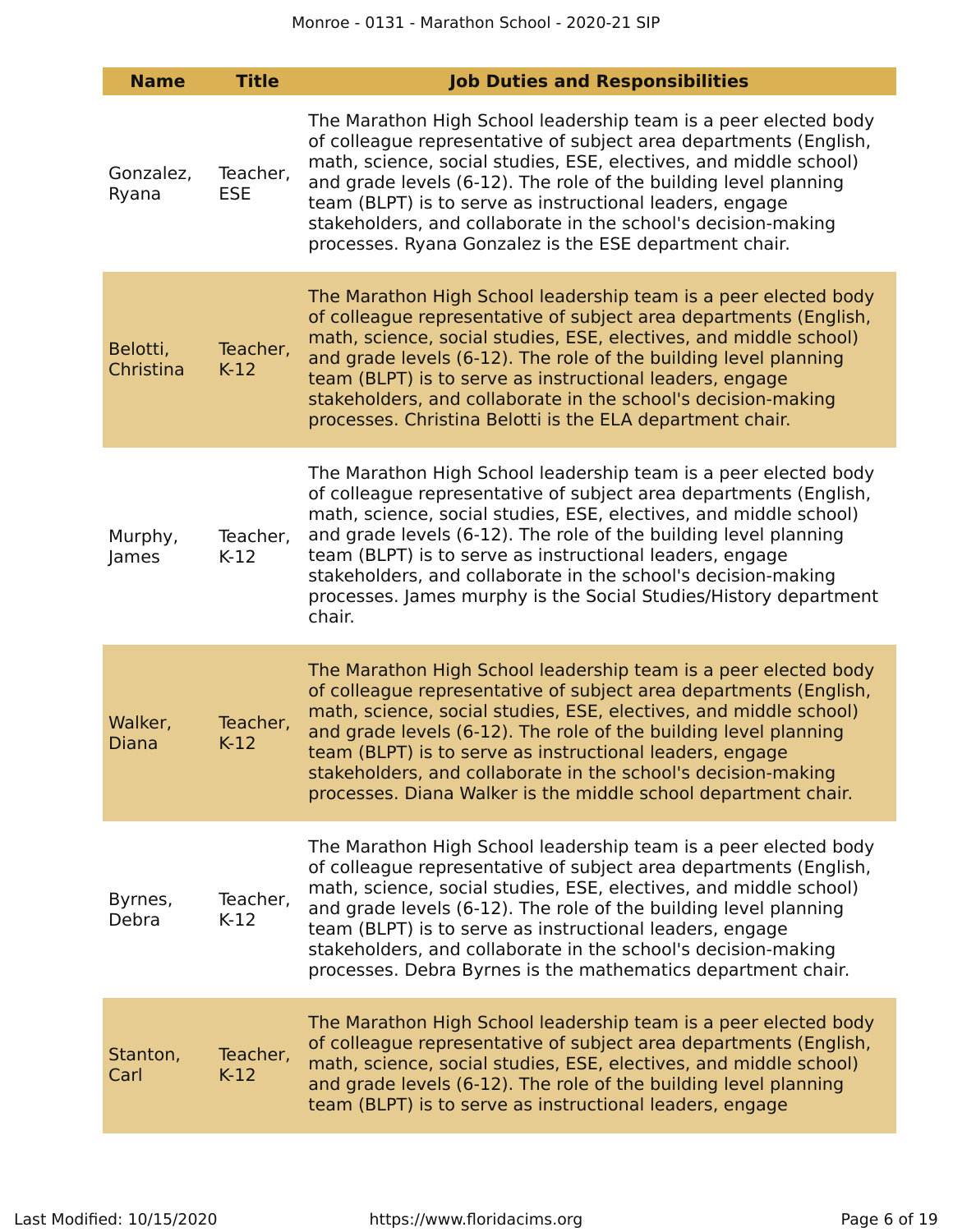| Name | Title | Job Duties and Responsibilities |
|---|---|---|
| Gonzalez, Ryana | Teacher, ESE | The Marathon High School leadership team is a peer elected body of colleague representative of subject area departments (English, math, science, social studies, ESE, electives, and middle school) and grade levels (6-12). The role of the building level planning team (BLPT) is to serve as instructional leaders, engage stakeholders, and collaborate in the school's decision-making processes. Ryana Gonzalez is the ESE department chair. |
| Belotti, Christina | Teacher, K-12 | The Marathon High School leadership team is a peer elected body of colleague representative of subject area departments (English, math, science, social studies, ESE, electives, and middle school) and grade levels (6-12). The role of the building level planning team (BLPT) is to serve as instructional leaders, engage stakeholders, and collaborate in the school's decision-making processes. Christina Belotti is the ELA department chair. |
| Murphy, James | Teacher, K-12 | The Marathon High School leadership team is a peer elected body of colleague representative of subject area departments (English, math, science, social studies, ESE, electives, and middle school) and grade levels (6-12). The role of the building level planning team (BLPT) is to serve as instructional leaders, engage stakeholders, and collaborate in the school's decision-making processes. James murphy is the Social Studies/History department chair. |
| Walker, Diana | Teacher, K-12 | The Marathon High School leadership team is a peer elected body of colleague representative of subject area departments (English, math, science, social studies, ESE, electives, and middle school) and grade levels (6-12). The role of the building level planning team (BLPT) is to serve as instructional leaders, engage stakeholders, and collaborate in the school's decision-making processes. Diana Walker is the middle school department chair. |
| Byrnes, Debra | Teacher, K-12 | The Marathon High School leadership team is a peer elected body of colleague representative of subject area departments (English, math, science, social studies, ESE, electives, and middle school) and grade levels (6-12). The role of the building level planning team (BLPT) is to serve as instructional leaders, engage stakeholders, and collaborate in the school's decision-making processes. Debra Byrnes is the mathematics department chair. |
| Stanton, Carl | Teacher, K-12 | The Marathon High School leadership team is a peer elected body of colleague representative of subject area departments (English, math, science, social studies, ESE, electives, and middle school) and grade levels (6-12). The role of the building level planning team (BLPT) is to serve as instructional leaders, engage |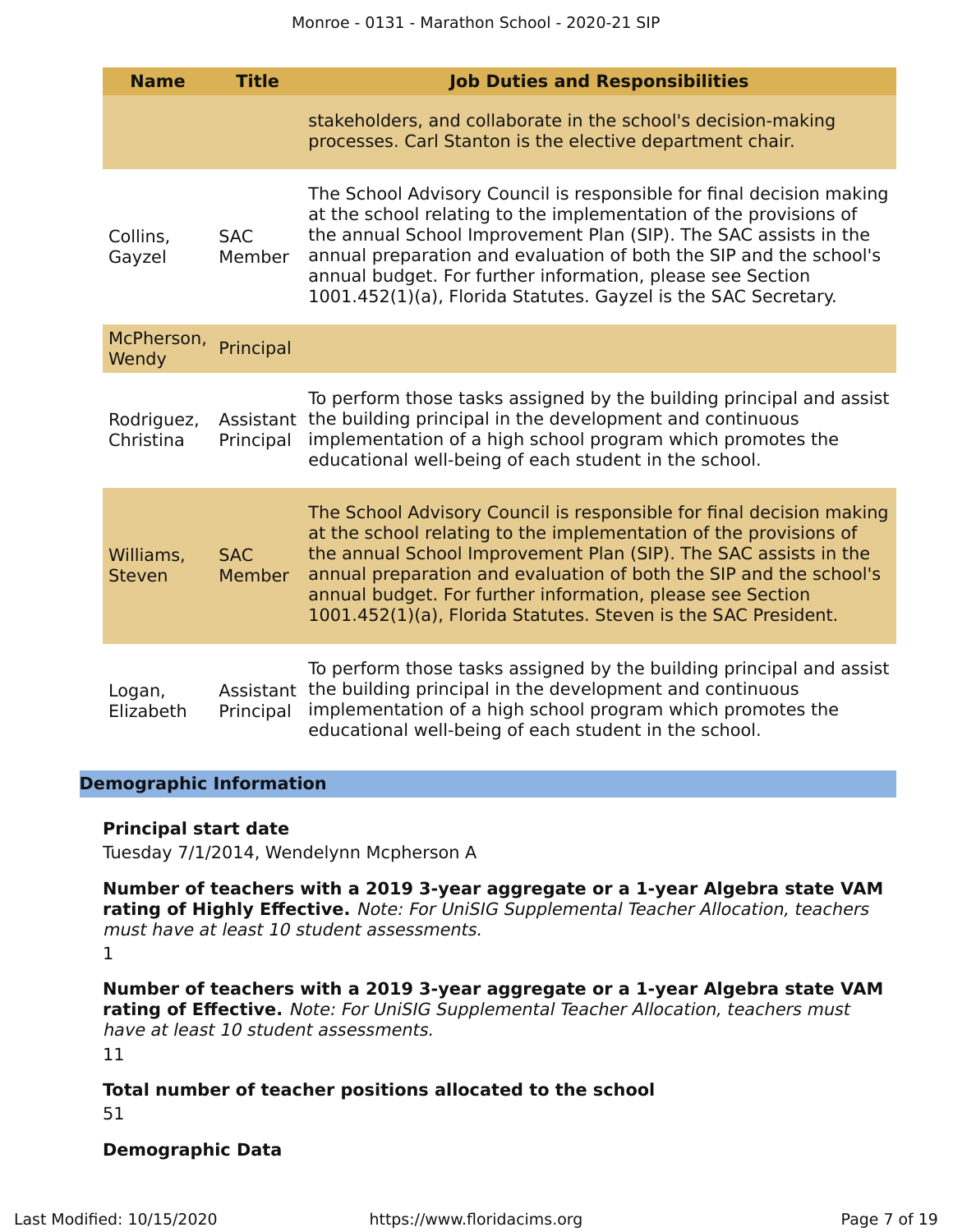| Name | Title | Job Duties and Responsibilities |
| --- | --- | --- |
| | | stakeholders, and collaborate in the school's decision-making processes. Carl Stanton is the elective department chair. |
| Collins, Gayzel | SAC Member | The School Advisory Council is responsible for final decision making at the school relating to the implementation of the provisions of the annual School Improvement Plan (SIP). The SAC assists in the annual preparation and evaluation of both the SIP and the school's annual budget. For further information, please see Section 1001.452(1)(a), Florida Statutes. Gayzel is the SAC Secretary. |
| McPherson, Wendy | Principal | |
| Rodriguez, Christina | Assistant Principal | To perform those tasks assigned by the building principal and assist the building principal in the development and continuous implementation of a high school program which promotes the educational well-being of each student in the school. |
| Williams, Steven | SAC Member | The School Advisory Council is responsible for final decision making at the school relating to the implementation of the provisions of the annual School Improvement Plan (SIP). The SAC assists in the annual preparation and evaluation of both the SIP and the school's annual budget. For further information, please see Section 1001.452(1)(a), Florida Statutes. Steven is the SAC President. |
| Logan, Elizabeth | Assistant Principal | To perform those tasks assigned by the building principal and assist the building principal in the development and continuous implementation of a high school program which promotes the educational well-being of each student in the school. |

## Demographic Information

**Principal start date**

Tuesday 7/1/2014, Wendelynn Mcpherson A

**Number of teachers with a 2019 3-year aggregate or a 1-year Algebra state VAM rating of Highly Effective.** *Note: For UniSIG Supplemental Teacher Allocation, teachers must have at least 10 student assessments.*

1

**Number of teachers with a 2019 3-year aggregate or a 1-year Algebra state VAM rating of Effective.** *Note: For UniSIG Supplemental Teacher Allocation, teachers must have at least 10 student assessments.*

11

**Total number of teacher positions allocated to the school**

51

**Demographic Data**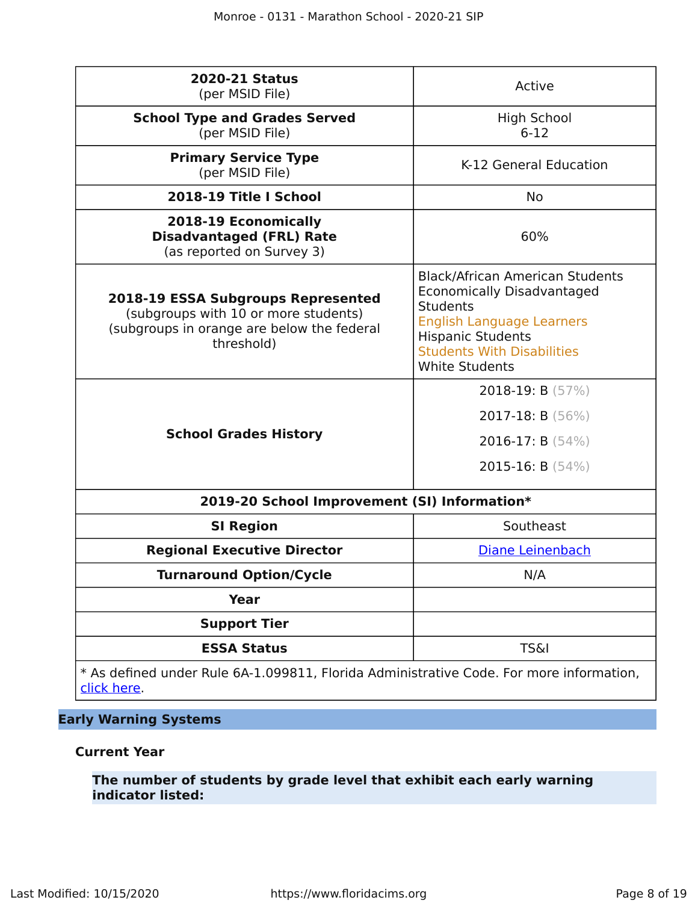| **2020-21 Status** (per MSID File) | Active |
|---|---|
| **School Type and Grades Served** (per MSID File) | High School<br>6-12 |
| **Primary Service Type** (per MSID File) | K-12 General Education |
| **2018-19 Title I School** | No |
| **2018-19 Economically Disadvantaged (FRL) Rate** (as reported on Survey 3) | 60% |
| **2018-19 ESSA Subgroups Represented** (subgroups with 10 or more students) (subgroups in orange are below the federal threshold) | Black/African American Students<br>Economically Disadvantaged Students<br>English Language Learners<br>Hispanic Students<br>Students With Disabilities<br>White Students |
| **School Grades History** | 2018-19: B (57%)<br>2017-18: B (56%)<br>2016-17: B (54%)<br>2015-16: B (54%) |
| **2019-20 School Improvement (SI) Information*** | |
| **SI Region** | Southeast |
| **Regional Executive Director** | [Diane Leinenbach]() |
| **Turnaround Option/Cycle** | N/A |
| **Year** | |
| **Support Tier** | |
| **ESSA Status** | TS&I |

* As defined under Rule 6A-1.099811, Florida Administrative Code. For more information, [click here]().

## Early Warning Systems

### Current Year

**The number of students by grade level that exhibit each early warning indicator listed:**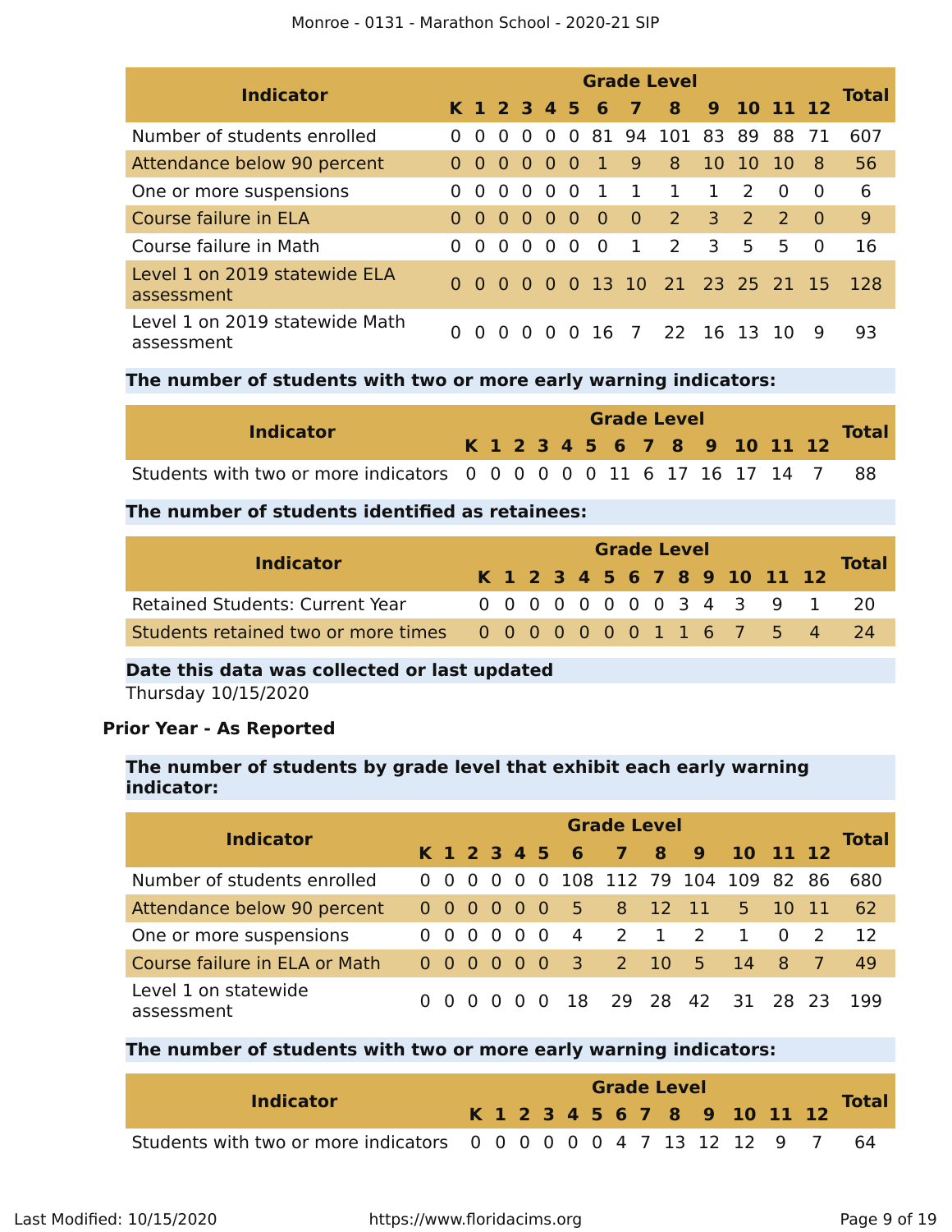| Indicator | Grade Level | | | | | | | | | | | | | Total |
|---|---|---|---|---|---|---|---|---|---|---|---|---|---|---|
| | K | 1 | 2 | 3 | 4 | 5 | 6 | 7 | 8 | 9 | 10 | 11 | 12 | |
| Number of students enrolled | 0 | 0 | 0 | 0 | 0 | 0 | 81 | 94 | 101 | 83 | 89 | 88 | 71 | 607 |
| Attendance below 90 percent | 0 | 0 | 0 | 0 | 0 | 0 | 1 | 9 | 8 | 10 | 10 | 10 | 8 | 56 |
| One or more suspensions | 0 | 0 | 0 | 0 | 0 | 0 | 1 | 1 | 1 | 1 | 2 | 0 | 0 | 6 |
| Course failure in ELA | 0 | 0 | 0 | 0 | 0 | 0 | 0 | 0 | 2 | 3 | 2 | 2 | 0 | 9 |
| Course failure in Math | 0 | 0 | 0 | 0 | 0 | 0 | 0 | 1 | 2 | 3 | 5 | 5 | 0 | 16 |
| Level 1 on 2019 statewide ELA assessment | 0 | 0 | 0 | 0 | 0 | 0 | 13 | 10 | 21 | 23 | 25 | 21 | 15 | 128 |
| Level 1 on 2019 statewide Math assessment | 0 | 0 | 0 | 0 | 0 | 0 | 16 | 7 | 22 | 16 | 13 | 10 | 9 | 93 |

**The number of students with two or more early warning indicators:**

| Indicator | Grade Level | | | | | | | | | | | | | Total |
|---|---|---|---|---|---|---|---|---|---|---|---|---|---|---|
| | K | 1 | 2 | 3 | 4 | 5 | 6 | 7 | 8 | 9 | 10 | 11 | 12 | |
| Students with two or more indicators | 0 | 0 | 0 | 0 | 0 | 0 | 11 | 6 | 17 | 16 | 17 | 14 | 7 | 88 |

**The number of students identified as retainees:**

| Indicator | Grade Level | | | | | | | | | | | | | Total |
|---|---|---|---|---|---|---|---|---|---|---|---|---|---|---|
| | K | 1 | 2 | 3 | 4 | 5 | 6 | 7 | 8 | 9 | 10 | 11 | 12 | |
| Retained Students: Current Year | 0 | 0 | 0 | 0 | 0 | 0 | 0 | 0 | 3 | 4 | 3 | 9 | 1 | 20 |
| Students retained two or more times | 0 | 0 | 0 | 0 | 0 | 0 | 0 | 1 | 1 | 6 | 7 | 5 | 4 | 24 |

**Date this data was collected or last updated**

Thursday 10/15/2020

**Prior Year - As Reported**

**The number of students by grade level that exhibit each early warning indicator:**

| Indicator | Grade Level | | | | | | | | | | | | | Total |
|---|---|---|---|---|---|---|---|---|---|---|---|---|---|---|
| | K | 1 | 2 | 3 | 4 | 5 | 6 | 7 | 8 | 9 | 10 | 11 | 12 | |
| Number of students enrolled | 0 | 0 | 0 | 0 | 0 | 0 | 108 | 112 | 79 | 104 | 109 | 82 | 86 | 680 |
| Attendance below 90 percent | 0 | 0 | 0 | 0 | 0 | 0 | 5 | 8 | 12 | 11 | 5 | 10 | 11 | 62 |
| One or more suspensions | 0 | 0 | 0 | 0 | 0 | 0 | 4 | 2 | 1 | 2 | 1 | 0 | 2 | 12 |
| Course failure in ELA or Math | 0 | 0 | 0 | 0 | 0 | 0 | 3 | 2 | 10 | 5 | 14 | 8 | 7 | 49 |
| Level 1 on statewide assessment | 0 | 0 | 0 | 0 | 0 | 0 | 18 | 29 | 28 | 42 | 31 | 28 | 23 | 199 |

**The number of students with two or more early warning indicators:**

| Indicator | Grade Level | | | | | | | | | | | | | Total |
|---|---|---|---|---|---|---|---|---|---|---|---|---|---|---|
| | K | 1 | 2 | 3 | 4 | 5 | 6 | 7 | 8 | 9 | 10 | 11 | 12 | |
| Students with two or more indicators | 0 | 0 | 0 | 0 | 0 | 0 | 4 | 7 | 13 | 12 | 12 | 9 | 7 | 64 |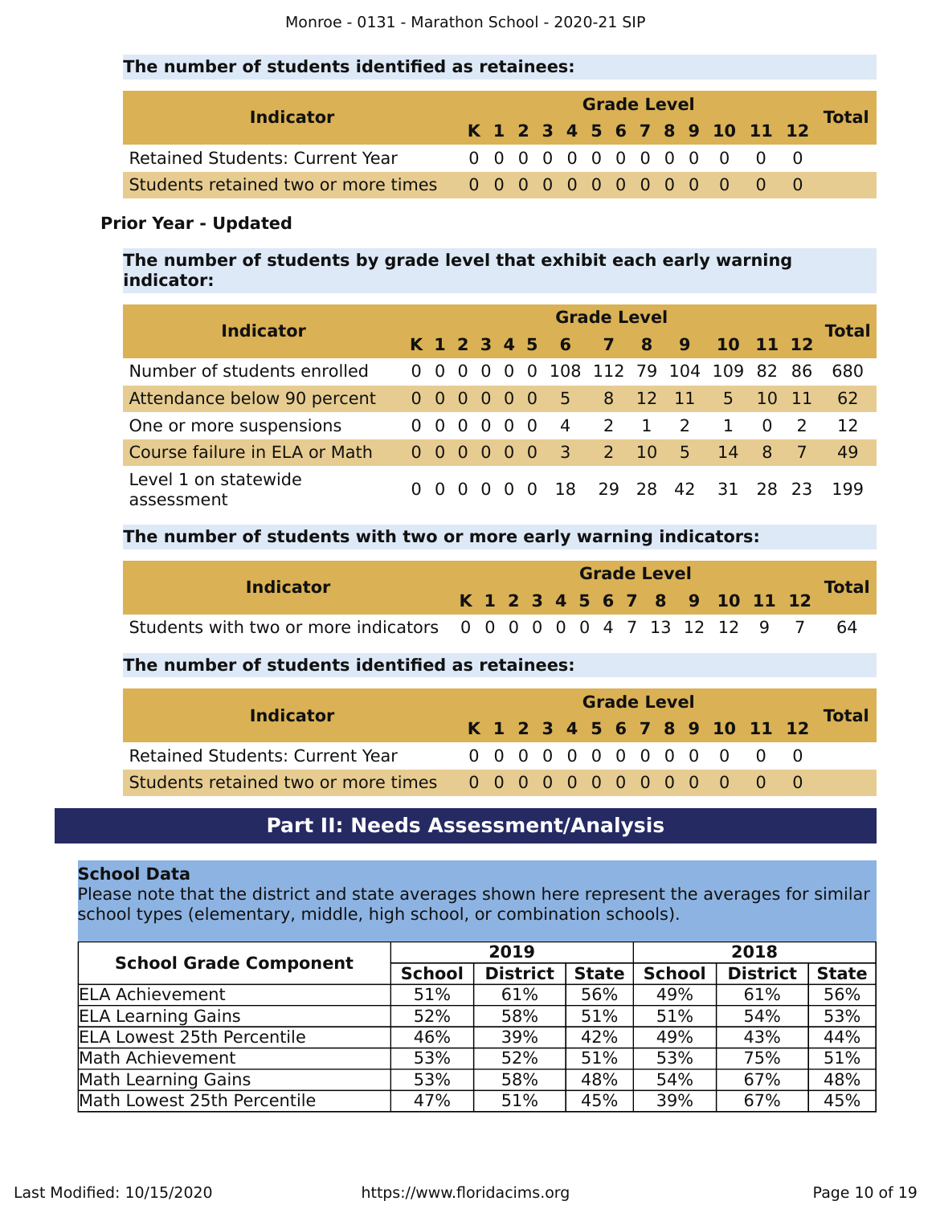**The number of students identified as retainees:**

| Indicator | K | 1 | 2 | 3 | 4 | 5 | 6 | 7 | 8 | 9 | 10 | 11 | 12 | Total |
|---|---|---|---|---|---|---|---|---|---|---|---|---|---|---|
| Retained Students: Current Year | 0 | 0 | 0 | 0 | 0 | 0 | 0 | 0 | 0 | 0 | 0 | 0 | 0 | |
| Students retained two or more times | 0 | 0 | 0 | 0 | 0 | 0 | 0 | 0 | 0 | 0 | 0 | 0 | 0 | |

**Prior Year - Updated**

**The number of students by grade level that exhibit each early warning indicator:**

| Indicator | K | 1 | 2 | 3 | 4 | 5 | 6 | 7 | 8 | 9 | 10 | 11 | 12 | Total |
|---|---|---|---|---|---|---|---|---|---|---|---|---|---|---|
| Number of students enrolled | 0 | 0 | 0 | 0 | 0 | 0 | 108 | 112 | 79 | 104 | 109 | 82 | 86 | 680 |
| Attendance below 90 percent | 0 | 0 | 0 | 0 | 0 | 0 | 5 | 8 | 12 | 11 | 5 | 10 | 11 | 62 |
| One or more suspensions | 0 | 0 | 0 | 0 | 0 | 0 | 4 | 2 | 1 | 2 | 1 | 0 | 2 | 12 |
| Course failure in ELA or Math | 0 | 0 | 0 | 0 | 0 | 0 | 3 | 2 | 10 | 5 | 14 | 8 | 7 | 49 |
| Level 1 on statewide assessment | 0 | 0 | 0 | 0 | 0 | 0 | 18 | 29 | 28 | 42 | 31 | 28 | 23 | 199 |

**The number of students with two or more early warning indicators:**

| Indicator | K | 1 | 2 | 3 | 4 | 5 | 6 | 7 | 8 | 9 | 10 | 11 | 12 | Total |
|---|---|---|---|---|---|---|---|---|---|---|---|---|---|---|
| Students with two or more indicators | 0 | 0 | 0 | 0 | 0 | 0 | 4 | 7 | 13 | 12 | 12 | 9 | 7 | 64 |

**The number of students identified as retainees:**

| Indicator | K | 1 | 2 | 3 | 4 | 5 | 6 | 7 | 8 | 9 | 10 | 11 | 12 | Total |
|---|---|---|---|---|---|---|---|---|---|---|---|---|---|---|
| Retained Students: Current Year | 0 | 0 | 0 | 0 | 0 | 0 | 0 | 0 | 0 | 0 | 0 | 0 | 0 | |
| Students retained two or more times | 0 | 0 | 0 | 0 | 0 | 0 | 0 | 0 | 0 | 0 | 0 | 0 | 0 | |

## Part II: Needs Assessment/Analysis

**School Data**

Please note that the district and state averages shown here represent the averages for similar school types (elementary, middle, high school, or combination schools).

| School Grade Component | 2019 | | | 2018 | | |
|---|---|---|---|---|---|---|
| | School | District | State | School | District | State |
| ELA Achievement | 51% | 61% | 56% | 49% | 61% | 56% |
| ELA Learning Gains | 52% | 58% | 51% | 51% | 54% | 53% |
| ELA Lowest 25th Percentile | 46% | 39% | 42% | 49% | 43% | 44% |
| Math Achievement | 53% | 52% | 51% | 53% | 75% | 51% |
| Math Learning Gains | 53% | 58% | 48% | 54% | 67% | 48% |
| Math Lowest 25th Percentile | 47% | 51% | 45% | 39% | 67% | 45% |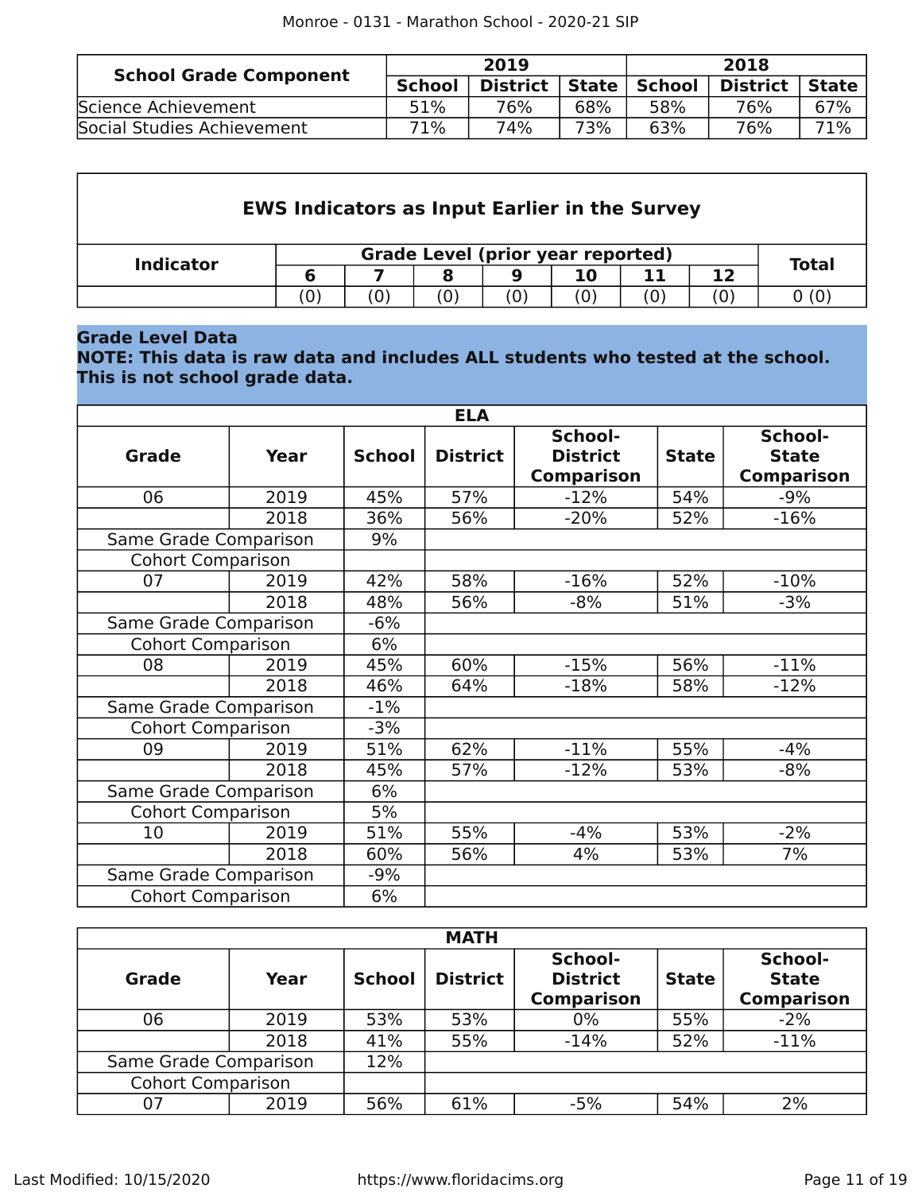| School Grade Component | 2019 | | | 2018 | | |
|---|---|---|---|---|---|---|
| | School | District | State | School | District | State |
| Science Achievement | 51% | 76% | 68% | 58% | 76% | 67% |
| Social Studies Achievement | 71% | 74% | 73% | 63% | 76% | 71% |

| EWS Indicators as Input Earlier in the Survey | | | | | | | | |
|---|---|---|---|---|---|---|---|---|
| Indicator | Grade Level (prior year reported) | | | | | | | Total |
| | 6 | 7 | 8 | 9 | 10 | 11 | 12 | |
| | (0) | (0) | (0) | (0) | (0) | (0) | (0) | 0 (0) |

**Grade Level Data**
**NOTE: This data is raw data and includes ALL students who tested at the school. This is not school grade data.**

| ELA | | | | | | |
|---|---|---|---|---|---|---|
| Grade | Year | School | District | School-District Comparison | State | School-State Comparison |
| 06 | 2019 | 45% | 57% | -12% | 54% | -9% |
| | 2018 | 36% | 56% | -20% | 52% | -16% |
| Same Grade Comparison | | 9% | | | | |
| Cohort Comparison | | | | | | |
| 07 | 2019 | 42% | 58% | -16% | 52% | -10% |
| | 2018 | 48% | 56% | -8% | 51% | -3% |
| Same Grade Comparison | | -6% | | | | |
| Cohort Comparison | | 6% | | | | |
| 08 | 2019 | 45% | 60% | -15% | 56% | -11% |
| | 2018 | 46% | 64% | -18% | 58% | -12% |
| Same Grade Comparison | | -1% | | | | |
| Cohort Comparison | | -3% | | | | |
| 09 | 2019 | 51% | 62% | -11% | 55% | -4% |
| | 2018 | 45% | 57% | -12% | 53% | -8% |
| Same Grade Comparison | | 6% | | | | |
| Cohort Comparison | | 5% | | | | |
| 10 | 2019 | 51% | 55% | -4% | 53% | -2% |
| | 2018 | 60% | 56% | 4% | 53% | 7% |
| Same Grade Comparison | | -9% | | | | |
| Cohort Comparison | | 6% | | | | |

| MATH | | | | | | |
|---|---|---|---|---|---|---|
| Grade | Year | School | District | School-District Comparison | State | School-State Comparison |
| 06 | 2019 | 53% | 53% | 0% | 55% | -2% |
| | 2018 | 41% | 55% | -14% | 52% | -11% |
| Same Grade Comparison | | 12% | | | | |
| Cohort Comparison | | | | | | |
| 07 | 2019 | 56% | 61% | -5% | 54% | 2% |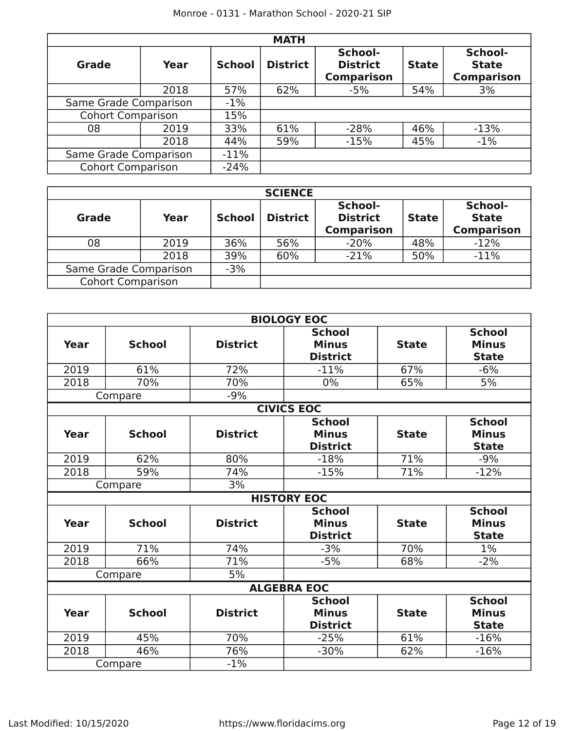| MATH | | | | | | |
|---|---|---|---|---|---|---|
| **Grade** | **Year** | **School** | **District** | **School-District Comparison** | **State** | **School-State Comparison** |
| | 2018 | 57% | 62% | -5% | 54% | 3% |
| Same Grade Comparison | | -1% | | | | |
| Cohort Comparison | | 15% | | | | |
| 08 | 2019 | 33% | 61% | -28% | 46% | -13% |
| | 2018 | 44% | 59% | -15% | 45% | -1% |
| Same Grade Comparison | | -11% | | | | |
| Cohort Comparison | | -24% | | | | |

| SCIENCE | | | | | | |
|---|---|---|---|---|---|---|
| **Grade** | **Year** | **School** | **District** | **School-District Comparison** | **State** | **School-State Comparison** |
| 08 | 2019 | 36% | 56% | -20% | 48% | -12% |
| | 2018 | 39% | 60% | -21% | 50% | -11% |
| Same Grade Comparison | | -3% | | | | |
| Cohort Comparison | | | | | | |

| BIOLOGY EOC | | | | | |
|---|---|---|---|---|---|
| **Year** | **School** | **District** | **School Minus District** | **State** | **School Minus State** |
| 2019 | 61% | 72% | -11% | 67% | -6% |
| 2018 | 70% | 70% | 0% | 65% | 5% |
| Compare | | -9% | | | |

| CIVICS EOC | | | | | |
|---|---|---|---|---|---|
| **Year** | **School** | **District** | **School Minus District** | **State** | **School Minus State** |
| 2019 | 62% | 80% | -18% | 71% | -9% |
| 2018 | 59% | 74% | -15% | 71% | -12% |
| Compare | | 3% | | | |

| HISTORY EOC | | | | | |
|---|---|---|---|---|---|
| **Year** | **School** | **District** | **School Minus District** | **State** | **School Minus State** |
| 2019 | 71% | 74% | -3% | 70% | 1% |
| 2018 | 66% | 71% | -5% | 68% | -2% |
| Compare | | 5% | | | |

| ALGEBRA EOC | | | | | |
|---|---|---|---|---|---|
| **Year** | **School** | **District** | **School Minus District** | **State** | **School Minus State** |
| 2019 | 45% | 70% | -25% | 61% | -16% |
| 2018 | 46% | 76% | -30% | 62% | -16% |
| Compare | | -1% | | | |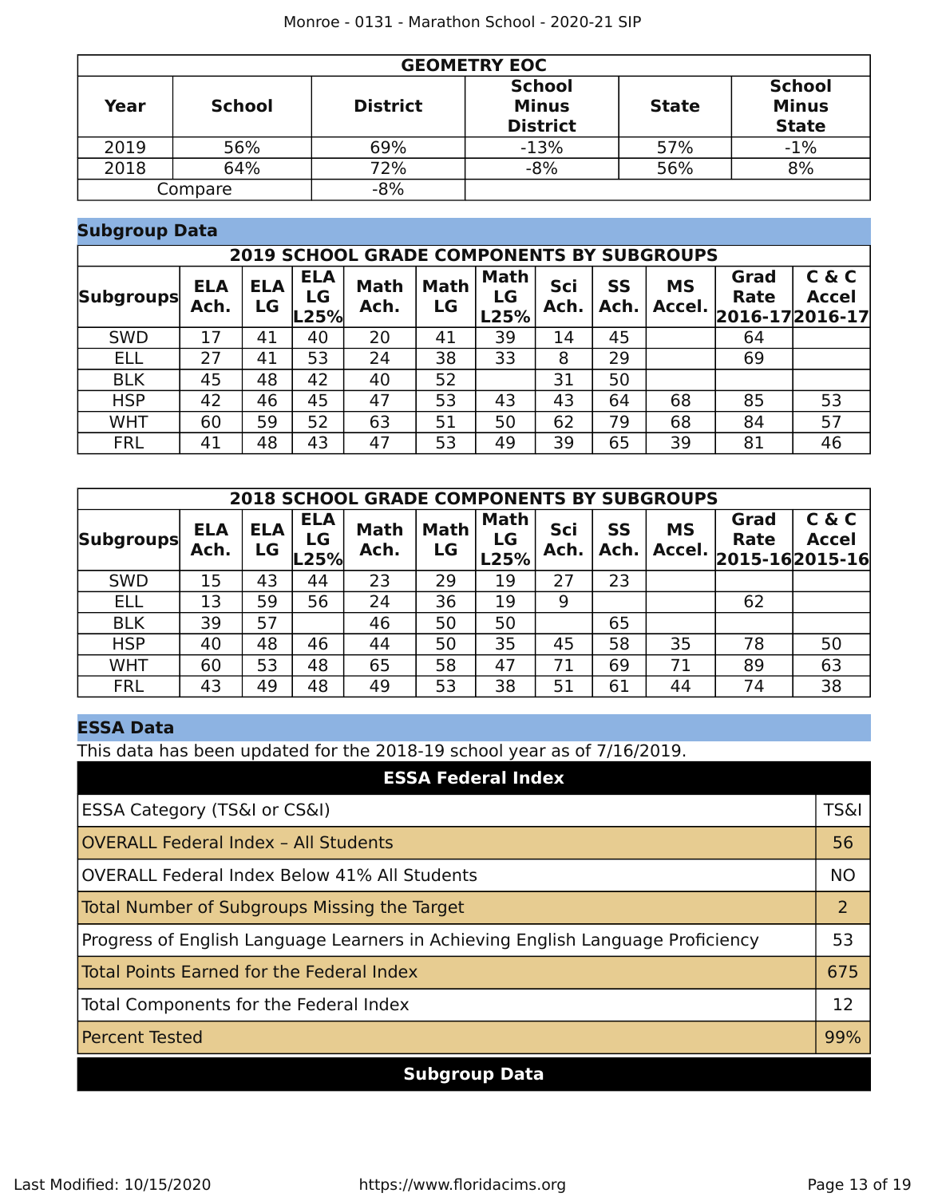| GEOMETRY EOC | | | | | |
|---|---|---|---|---|---|
| Year | School | District | School Minus District | State | School Minus State |
| 2019 | 56% | 69% | -13% | 57% | -1% |
| 2018 | 64% | 72% | -8% | 56% | 8% |
| Compare | | -8% | | | |

## Subgroup Data

| 2019 SCHOOL GRADE COMPONENTS BY SUBGROUPS | | | | | | | | | | | |
|---|---|---|---|---|---|---|---|---|---|---|---|
| Subgroups | ELA Ach. | ELA LG | ELA LG L25% | Math Ach. | Math LG | Math LG L25% | Sci Ach. | SS Ach. | MS Accel. | Grad Rate 2016-17 | C & C Accel 2016-17 |
| SWD | 17 | 41 | 40 | 20 | 41 | 39 | 14 | 45 | | 64 | |
| ELL | 27 | 41 | 53 | 24 | 38 | 33 | 8 | 29 | | 69 | |
| BLK | 45 | 48 | 42 | 40 | 52 | | 31 | 50 | | | |
| HSP | 42 | 46 | 45 | 47 | 53 | 43 | 43 | 64 | 68 | 85 | 53 |
| WHT | 60 | 59 | 52 | 63 | 51 | 50 | 62 | 79 | 68 | 84 | 57 |
| FRL | 41 | 48 | 43 | 47 | 53 | 49 | 39 | 65 | 39 | 81 | 46 |

| 2018 SCHOOL GRADE COMPONENTS BY SUBGROUPS | | | | | | | | | | | |
|---|---|---|---|---|---|---|---|---|---|---|---|
| Subgroups | ELA Ach. | ELA LG | ELA LG L25% | Math Ach. | Math LG | Math LG L25% | Sci Ach. | SS Ach. | MS Accel. | Grad Rate 2015-16 | C & C Accel 2015-16 |
| SWD | 15 | 43 | 44 | 23 | 29 | 19 | 27 | 23 | | | |
| ELL | 13 | 59 | 56 | 24 | 36 | 19 | 9 | | | 62 | |
| BLK | 39 | 57 | | 46 | 50 | 50 | | 65 | | | |
| HSP | 40 | 48 | 46 | 44 | 50 | 35 | 45 | 58 | 35 | 78 | 50 |
| WHT | 60 | 53 | 48 | 65 | 58 | 47 | 71 | 69 | 71 | 89 | 63 |
| FRL | 43 | 49 | 48 | 49 | 53 | 38 | 51 | 61 | 44 | 74 | 38 |

## ESSA Data

This data has been updated for the 2018-19 school year as of 7/16/2019.

| ESSA Federal Index | |
|---|---|
| ESSA Category (TS&I or CS&I) | TS&I |
| OVERALL Federal Index – All Students | 56 |
| OVERALL Federal Index Below 41% All Students | NO |
| Total Number of Subgroups Missing the Target | 2 |
| Progress of English Language Learners in Achieving English Language Proficiency | 53 |
| Total Points Earned for the Federal Index | 675 |
| Total Components for the Federal Index | 12 |
| Percent Tested | 99% |

| Subgroup Data |
|---|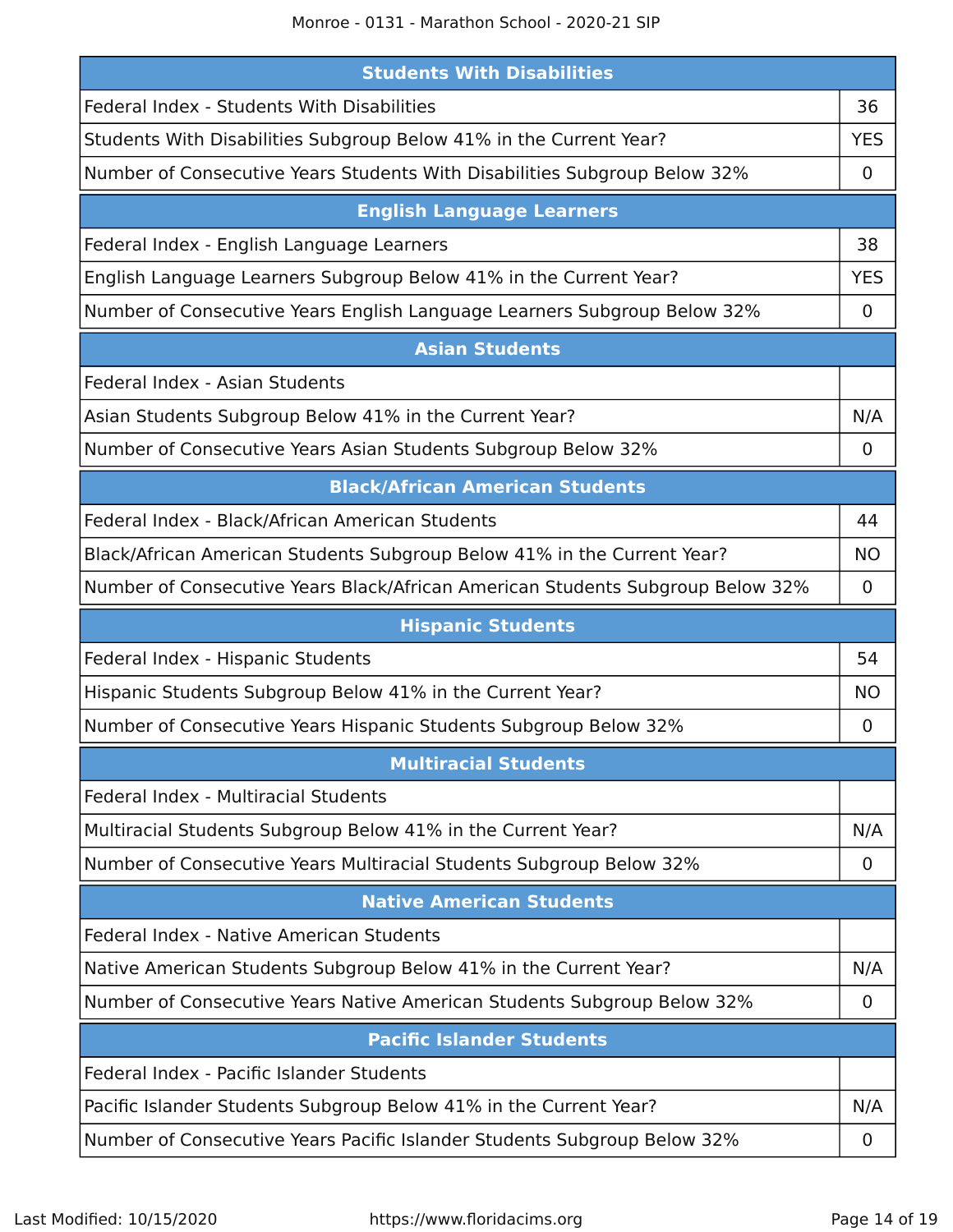| Students With Disabilities | |
|---|---|
| Federal Index - Students With Disabilities | 36 |
| Students With Disabilities Subgroup Below 41% in the Current Year? | YES |
| Number of Consecutive Years Students With Disabilities Subgroup Below 32% | 0 |

| English Language Learners | |
|---|---|
| Federal Index - English Language Learners | 38 |
| English Language Learners Subgroup Below 41% in the Current Year? | YES |
| Number of Consecutive Years English Language Learners Subgroup Below 32% | 0 |

| Asian Students | |
|---|---|
| Federal Index - Asian Students | |
| Asian Students Subgroup Below 41% in the Current Year? | N/A |
| Number of Consecutive Years Asian Students Subgroup Below 32% | 0 |

| Black/African American Students | |
|---|---|
| Federal Index - Black/African American Students | 44 |
| Black/African American Students Subgroup Below 41% in the Current Year? | NO |
| Number of Consecutive Years Black/African American Students Subgroup Below 32% | 0 |

| Hispanic Students | |
|---|---|
| Federal Index - Hispanic Students | 54 |
| Hispanic Students Subgroup Below 41% in the Current Year? | NO |
| Number of Consecutive Years Hispanic Students Subgroup Below 32% | 0 |

| Multiracial Students | |
|---|---|
| Federal Index - Multiracial Students | |
| Multiracial Students Subgroup Below 41% in the Current Year? | N/A |
| Number of Consecutive Years Multiracial Students Subgroup Below 32% | 0 |

| Native American Students | |
|---|---|
| Federal Index - Native American Students | |
| Native American Students Subgroup Below 41% in the Current Year? | N/A |
| Number of Consecutive Years Native American Students Subgroup Below 32% | 0 |

| Pacific Islander Students | |
|---|---|
| Federal Index - Pacific Islander Students | |
| Pacific Islander Students Subgroup Below 41% in the Current Year? | N/A |
| Number of Consecutive Years Pacific Islander Students Subgroup Below 32% | 0 |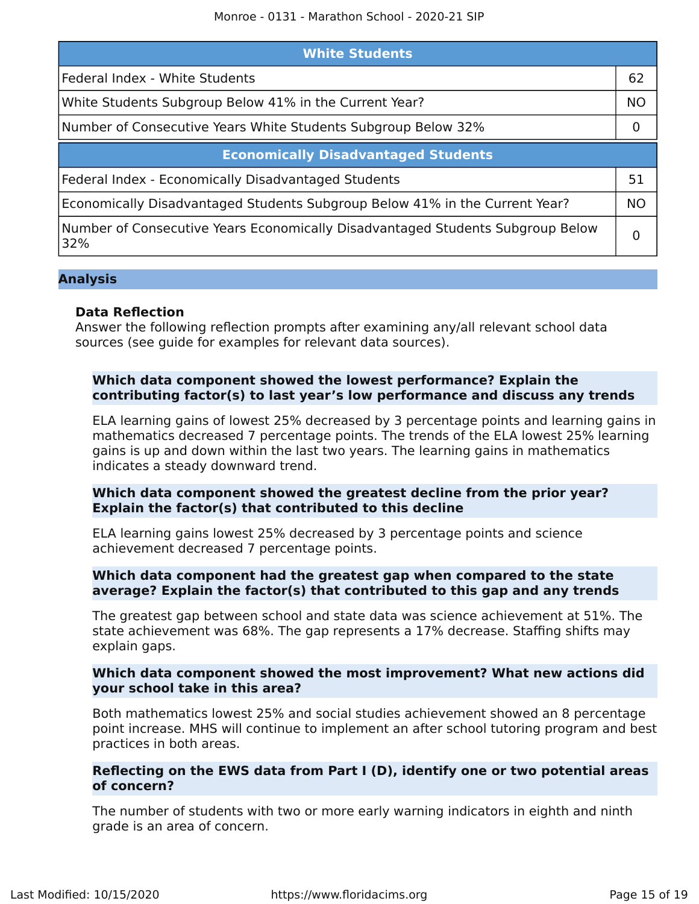| White Students | |
|---|---|
| Federal Index - White Students | 62 |
| White Students Subgroup Below 41% in the Current Year? | NO |
| Number of Consecutive Years White Students Subgroup Below 32% | 0 |

| Economically Disadvantaged Students | |
|---|---|
| Federal Index - Economically Disadvantaged Students | 51 |
| Economically Disadvantaged Students Subgroup Below 41% in the Current Year? | NO |
| Number of Consecutive Years Economically Disadvantaged Students Subgroup Below 32% | 0 |

## Analysis

### Data Reflection

Answer the following reflection prompts after examining any/all relevant school data sources (see guide for examples for relevant data sources).

**Which data component showed the lowest performance? Explain the contributing factor(s) to last year's low performance and discuss any trends**

ELA learning gains of lowest 25% decreased by 3 percentage points and learning gains in mathematics decreased 7 percentage points. The trends of the ELA lowest 25% learning gains is up and down within the last two years. The learning gains in mathematics indicates a steady downward trend.

**Which data component showed the greatest decline from the prior year? Explain the factor(s) that contributed to this decline**

ELA learning gains lowest 25% decreased by 3 percentage points and science achievement decreased 7 percentage points.

**Which data component had the greatest gap when compared to the state average? Explain the factor(s) that contributed to this gap and any trends**

The greatest gap between school and state data was science achievement at 51%. The state achievement was 68%. The gap represents a 17% decrease. Staffing shifts may explain gaps.

**Which data component showed the most improvement? What new actions did your school take in this area?**

Both mathematics lowest 25% and social studies achievement showed an 8 percentage point increase. MHS will continue to implement an after school tutoring program and best practices in both areas.

**Reflecting on the EWS data from Part I (D), identify one or two potential areas of concern?**

The number of students with two or more early warning indicators in eighth and ninth grade is an area of concern.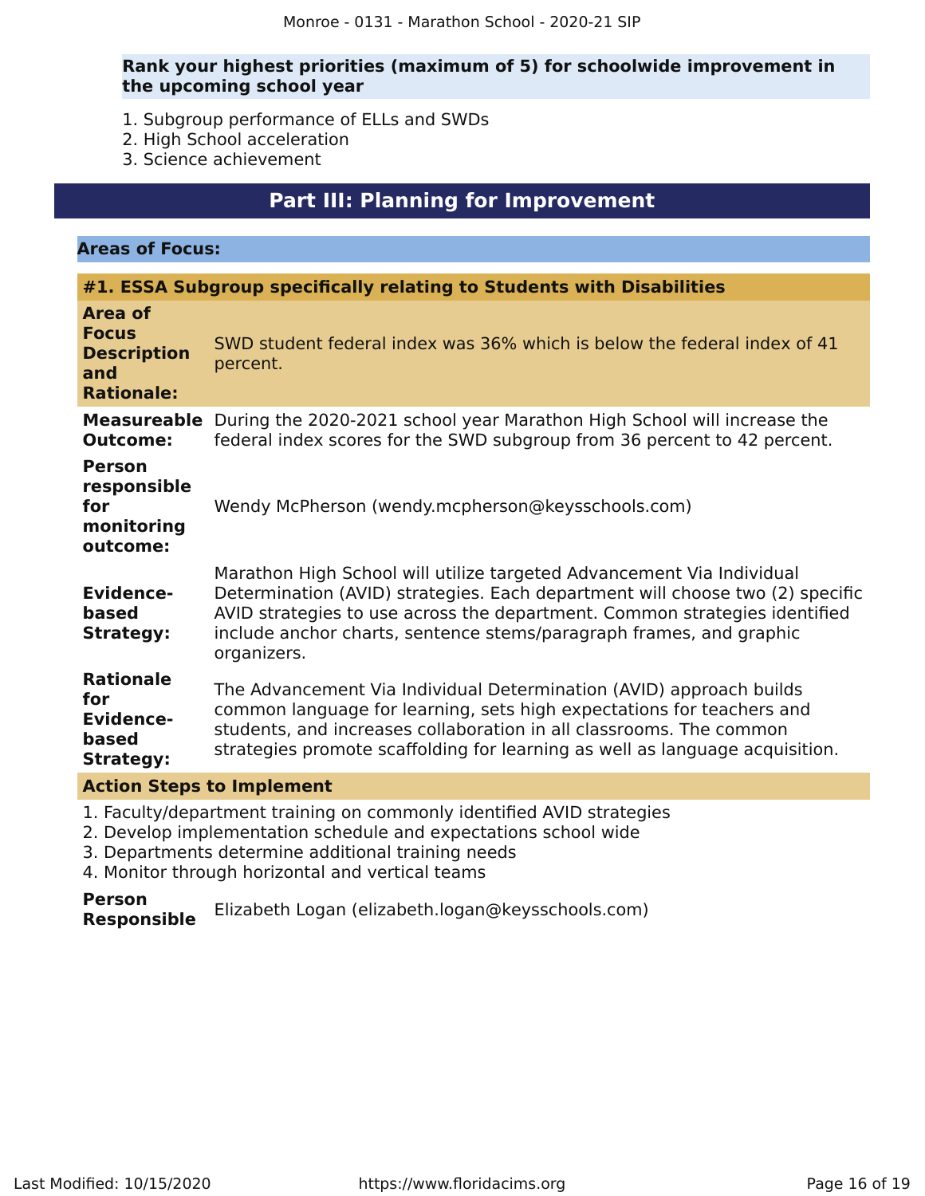**Rank your highest priorities (maximum of 5) for schoolwide improvement in the upcoming school year**

1. Subgroup performance of ELLs and SWDs
2. High School acceleration
3. Science achievement

# Part III: Planning for Improvement

## Areas of Focus:

### #1. ESSA Subgroup specifically relating to Students with Disabilities

**Area of Focus Description and Rationale:** SWD student federal index was 36% which is below the federal index of 41 percent.

**Measureable Outcome:** During the 2020-2021 school year Marathon High School will increase the federal index scores for the SWD subgroup from 36 percent to 42 percent.

**Person responsible for monitoring outcome:** Wendy McPherson (wendy.mcpherson@keysschools.com)

**Evidence-based Strategy:** Marathon High School will utilize targeted Advancement Via Individual Determination (AVID) strategies. Each department will choose two (2) specific AVID strategies to use across the department. Common strategies identified include anchor charts, sentence stems/paragraph frames, and graphic organizers.

**Rationale for Evidence-based Strategy:** The Advancement Via Individual Determination (AVID) approach builds common language for learning, sets high expectations for teachers and students, and increases collaboration in all classrooms. The common strategies promote scaffolding for learning as well as language acquisition.

**Action Steps to Implement**

1. Faculty/department training on commonly identified AVID strategies
2. Develop implementation schedule and expectations school wide
3. Departments determine additional training needs
4. Monitor through horizontal and vertical teams

**Person Responsible** Elizabeth Logan (elizabeth.logan@keysschools.com)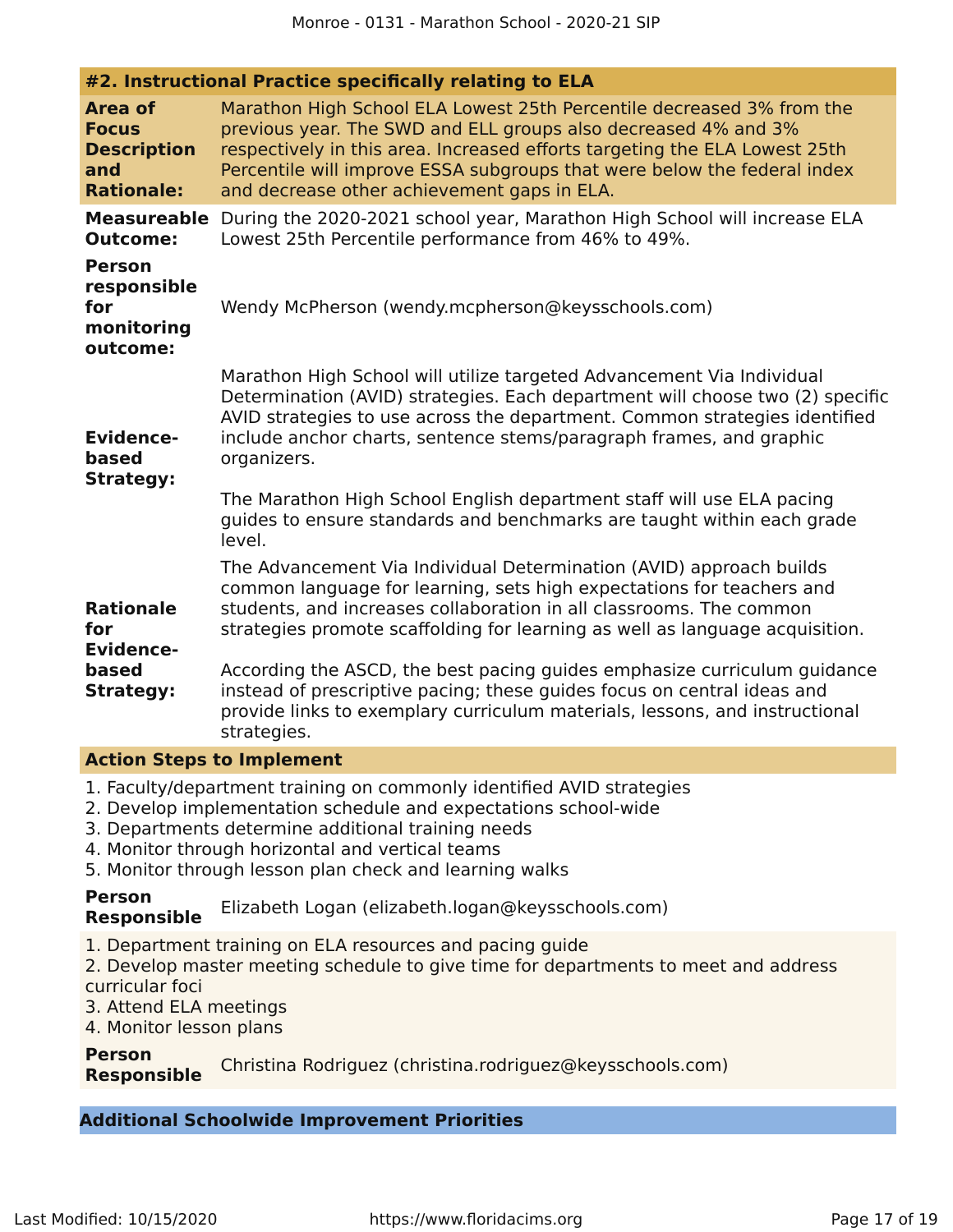### #2. Instructional Practice specifically relating to ELA

**Area of Focus Description and Rationale:** Marathon High School ELA Lowest 25th Percentile decreased 3% from the previous year. The SWD and ELL groups also decreased 4% and 3% respectively in this area. Increased efforts targeting the ELA Lowest 25th Percentile will improve ESSA subgroups that were below the federal index and decrease other achievement gaps in ELA.

**Measureable Outcome:** During the 2020-2021 school year, Marathon High School will increase ELA Lowest 25th Percentile performance from 46% to 49%.

**Person responsible for monitoring outcome:** Wendy McPherson (wendy.mcpherson@keysschools.com)

**Evidence-based Strategy:** Marathon High School will utilize targeted Advancement Via Individual Determination (AVID) strategies. Each department will choose two (2) specific AVID strategies to use across the department. Common strategies identified include anchor charts, sentence stems/paragraph frames, and graphic organizers.

The Marathon High School English department staff will use ELA pacing guides to ensure standards and benchmarks are taught within each grade level.

**Rationale for Evidence-based Strategy:** The Advancement Via Individual Determination (AVID) approach builds common language for learning, sets high expectations for teachers and students, and increases collaboration in all classrooms. The common strategies promote scaffolding for learning as well as language acquisition.

According the ASCD, the best pacing guides emphasize curriculum guidance instead of prescriptive pacing; these guides focus on central ideas and provide links to exemplary curriculum materials, lessons, and instructional strategies.

#### Action Steps to Implement

1. Faculty/department training on commonly identified AVID strategies
2. Develop implementation schedule and expectations school-wide
3. Departments determine additional training needs
4. Monitor through horizontal and vertical teams
5. Monitor through lesson plan check and learning walks

**Person Responsible:** Elizabeth Logan (elizabeth.logan@keysschools.com)

1. Department training on ELA resources and pacing guide
2. Develop master meeting schedule to give time for departments to meet and address curricular foci
3. Attend ELA meetings
4. Monitor lesson plans

**Person Responsible:** Christina Rodriguez (christina.rodriguez@keysschools.com)

### Additional Schoolwide Improvement Priorities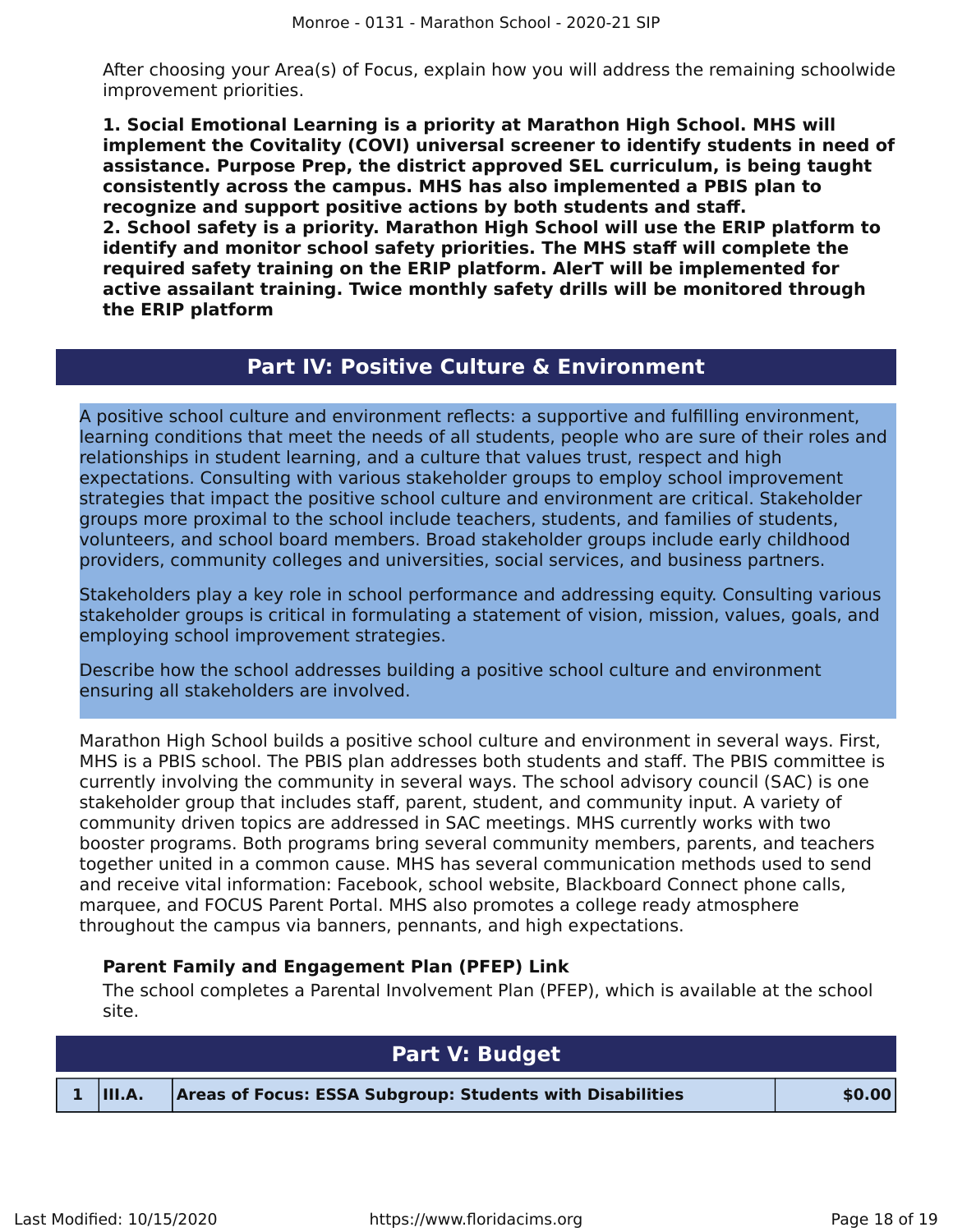After choosing your Area(s) of Focus, explain how you will address the remaining schoolwide improvement priorities.

**1. Social Emotional Learning is a priority at Marathon High School. MHS will implement the Covitality (COVI) universal screener to identify students in need of assistance. Purpose Prep, the district approved SEL curriculum, is being taught consistently across the campus. MHS has also implemented a PBIS plan to recognize and support positive actions by both students and staff.**
**2. School safety is a priority. Marathon High School will use the ERIP platform to identify and monitor school safety priorities. The MHS staff will complete the required safety training on the ERIP platform. AlerT will be implemented for active assailant training. Twice monthly safety drills will be monitored through the ERIP platform**

## Part IV: Positive Culture & Environment

A positive school culture and environment reflects: a supportive and fulfilling environment, learning conditions that meet the needs of all students, people who are sure of their roles and relationships in student learning, and a culture that values trust, respect and high expectations. Consulting with various stakeholder groups to employ school improvement strategies that impact the positive school culture and environment are critical. Stakeholder groups more proximal to the school include teachers, students, and families of students, volunteers, and school board members. Broad stakeholder groups include early childhood providers, community colleges and universities, social services, and business partners.

Stakeholders play a key role in school performance and addressing equity. Consulting various stakeholder groups is critical in formulating a statement of vision, mission, values, goals, and employing school improvement strategies.

Describe how the school addresses building a positive school culture and environment ensuring all stakeholders are involved.

Marathon High School builds a positive school culture and environment in several ways. First, MHS is a PBIS school. The PBIS plan addresses both students and staff. The PBIS committee is currently involving the community in several ways. The school advisory council (SAC) is one stakeholder group that includes staff, parent, student, and community input. A variety of community driven topics are addressed in SAC meetings. MHS currently works with two booster programs. Both programs bring several community members, parents, and teachers together united in a common cause. MHS has several communication methods used to send and receive vital information: Facebook, school website, Blackboard Connect phone calls, marquee, and FOCUS Parent Portal. MHS also promotes a college ready atmosphere throughout the campus via banners, pennants, and high expectations.

**Parent Family and Engagement Plan (PFEP) Link**

The school completes a Parental Involvement Plan (PFEP), which is available at the school site.

## Part V: Budget

| 1 | III.A. | Areas of Focus: ESSA Subgroup: Students with Disabilities | $0.00 |
|---|---|---|---|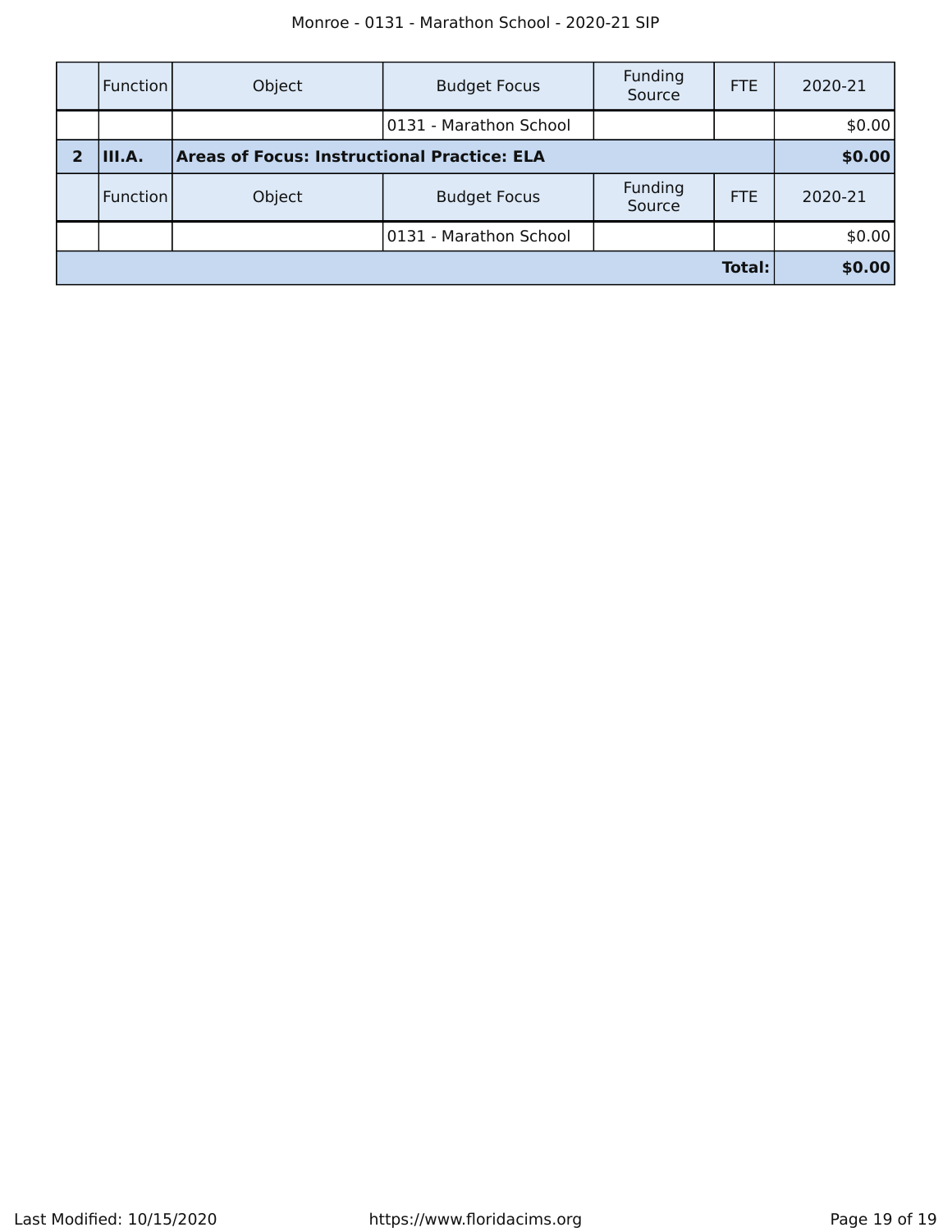| | Function | Object | Budget Focus | Funding Source | FTE | 2020-21 |
|---|---|---|---|---|---|---|
| | | | 0131 - Marathon School | | | $0.00 |
| **2** | **III.A.** | **Areas of Focus: Instructional Practice: ELA** | | | | **$0.00** |
| | Function | Object | Budget Focus | Funding Source | FTE | 2020-21 |
| | | | 0131 - Marathon School | | | $0.00 |
| | | | | | **Total:** | **$0.00** |